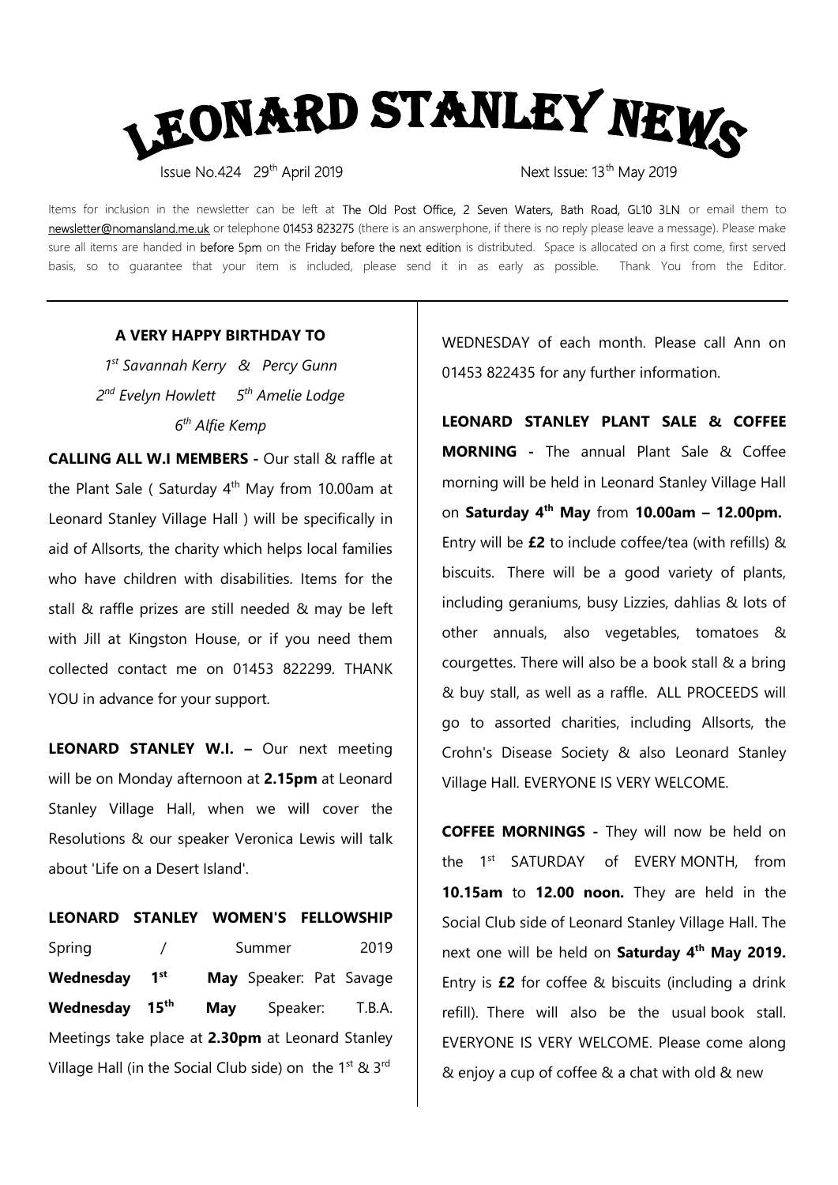# LEONARD STANLEY NEWS

Issue No.424 29th April 2019 Next Issue: 13th May 2019

Items for inclusion in the newsletter can be left at The Old Post Office, 2 Seven Waters, Bath Road, GL10 3LN or email them to newsletter@nomansland.me.uk or telephone 01453 823275 (there is an answerphone, if there is no reply please leave a message). Please make sure all items are handed in before 5pm on the Friday before the next edition is distributed. Space is allocated on a first come, first served basis, so to guarantee that your item is included, please send it in as early as possible. Thank You from the Editor.

**A VERY HAPPY BIRTHDAY TO**

*1st Savannah Kerry & Percy Gunn*
*2nd Evelyn Howlett 5th Amelie Lodge*
*6th Alfie Kemp*

**CALLING ALL W.I MEMBERS -** Our stall & raffle at the Plant Sale ( Saturday 4th May from 10.00am at Leonard Stanley Village Hall ) will be specifically in aid of Allsorts, the charity which helps local families who have children with disabilities. Items for the stall & raffle prizes are still needed & may be left with Jill at Kingston House, or if you need them collected contact me on 01453 822299. THANK YOU in advance for your support.

**LEONARD STANLEY W.I. –** Our next meeting will be on Monday afternoon at **2.15pm** at Leonard Stanley Village Hall, when we will cover the Resolutions & our speaker Veronica Lewis will talk about 'Life on a Desert Island'.

**LEONARD STANLEY WOMEN'S FELLOWSHIP** Spring / Summer 2019
**Wednesday 1st May** Speaker: Pat Savage
**Wednesday 15th May** Speaker: T.B.A.
Meetings take place at **2.30pm** at Leonard Stanley Village Hall (in the Social Club side) on the 1st & 3rd WEDNESDAY of each month. Please call Ann on 01453 822435 for any further information.

**LEONARD STANLEY PLANT SALE & COFFEE MORNING -** The annual Plant Sale & Coffee morning will be held in Leonard Stanley Village Hall on **Saturday 4th May** from **10.00am – 12.00pm.** Entry will be **£2** to include coffee/tea (with refills) & biscuits. There will be a good variety of plants, including geraniums, busy Lizzies, dahlias & lots of other annuals, also vegetables, tomatoes & courgettes. There will also be a book stall & a bring & buy stall, as well as a raffle. ALL PROCEEDS will go to assorted charities, including Allsorts, the Crohn's Disease Society & also Leonard Stanley Village Hall. EVERYONE IS VERY WELCOME.

**COFFEE MORNINGS -** They will now be held on the 1st SATURDAY of EVERY MONTH, from **10.15am** to **12.00 noon.** They are held in the Social Club side of Leonard Stanley Village Hall. The next one will be held on **Saturday 4th May 2019.** Entry is **£2** for coffee & biscuits (including a drink refill). There will also be the usual book stall. EVERYONE IS VERY WELCOME. Please come along & enjoy a cup of coffee & a chat with old & new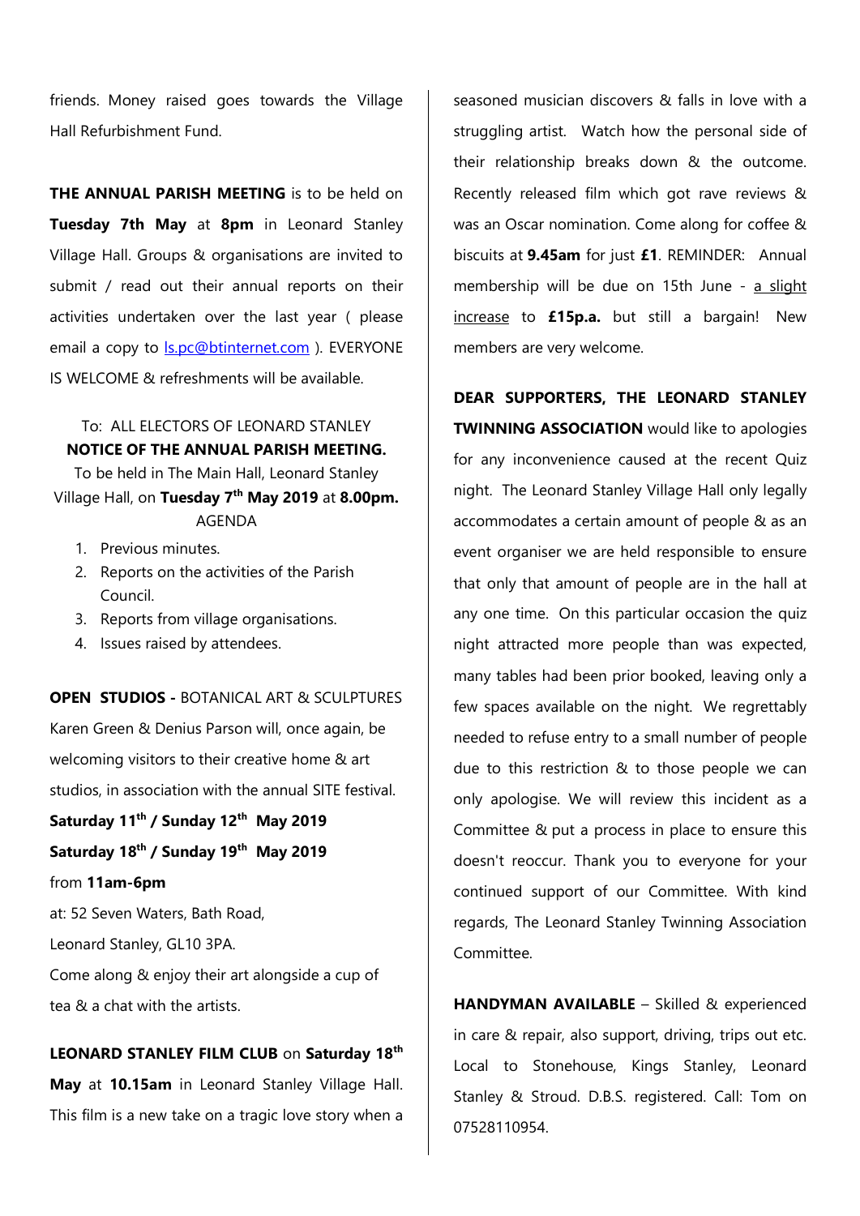friends. Money raised goes towards the Village Hall Refurbishment Fund.

**THE ANNUAL PARISH MEETING** is to be held on **Tuesday 7th May** at **8pm** in Leonard Stanley Village Hall. Groups & organisations are invited to submit / read out their annual reports on their activities undertaken over the last year ( please email a copy to ls.pc@btinternet.com ). EVERYONE IS WELCOME & refreshments will be available.

To: ALL ELECTORS OF LEONARD STANLEY

**NOTICE OF THE ANNUAL PARISH MEETING.**

To be held in The Main Hall, Leonard Stanley Village Hall, on **Tuesday 7th May 2019** at **8.00pm.**

AGENDA

1. Previous minutes.
2. Reports on the activities of the Parish Council.
3. Reports from village organisations.
4. Issues raised by attendees.

**OPEN STUDIOS -** BOTANICAL ART & SCULPTURES

Karen Green & Denius Parson will, once again, be welcoming visitors to their creative home & art studios, in association with the annual SITE festival.

**Saturday 11th / Sunday 12th May 2019**

**Saturday 18th / Sunday 19th May 2019**

from **11am-6pm**

at: 52 Seven Waters, Bath Road,

Leonard Stanley, GL10 3PA.

Come along & enjoy their art alongside a cup of tea & a chat with the artists.

**LEONARD STANLEY FILM CLUB** on **Saturday 18th May** at **10.15am** in Leonard Stanley Village Hall. This film is a new take on a tragic love story when a seasoned musician discovers & falls in love with a struggling artist. Watch how the personal side of their relationship breaks down & the outcome. Recently released film which got rave reviews & was an Oscar nomination. Come along for coffee & biscuits at **9.45am** for just **£1**. REMINDER: Annual membership will be due on 15th June - a slight increase to **£15p.a.** but still a bargain! New members are very welcome.

**DEAR SUPPORTERS, THE LEONARD STANLEY TWINNING ASSOCIATION** would like to apologies for any inconvenience caused at the recent Quiz night. The Leonard Stanley Village Hall only legally accommodates a certain amount of people & as an event organiser we are held responsible to ensure that only that amount of people are in the hall at any one time. On this particular occasion the quiz night attracted more people than was expected, many tables had been prior booked, leaving only a few spaces available on the night. We regrettably needed to refuse entry to a small number of people due to this restriction & to those people we can only apologise. We will review this incident as a Committee & put a process in place to ensure this doesn't reoccur. Thank you to everyone for your continued support of our Committee. With kind regards, The Leonard Stanley Twinning Association Committee.

**HANDYMAN AVAILABLE** – Skilled & experienced in care & repair, also support, driving, trips out etc. Local to Stonehouse, Kings Stanley, Leonard Stanley & Stroud. D.B.S. registered. Call: Tom on 07528110954.